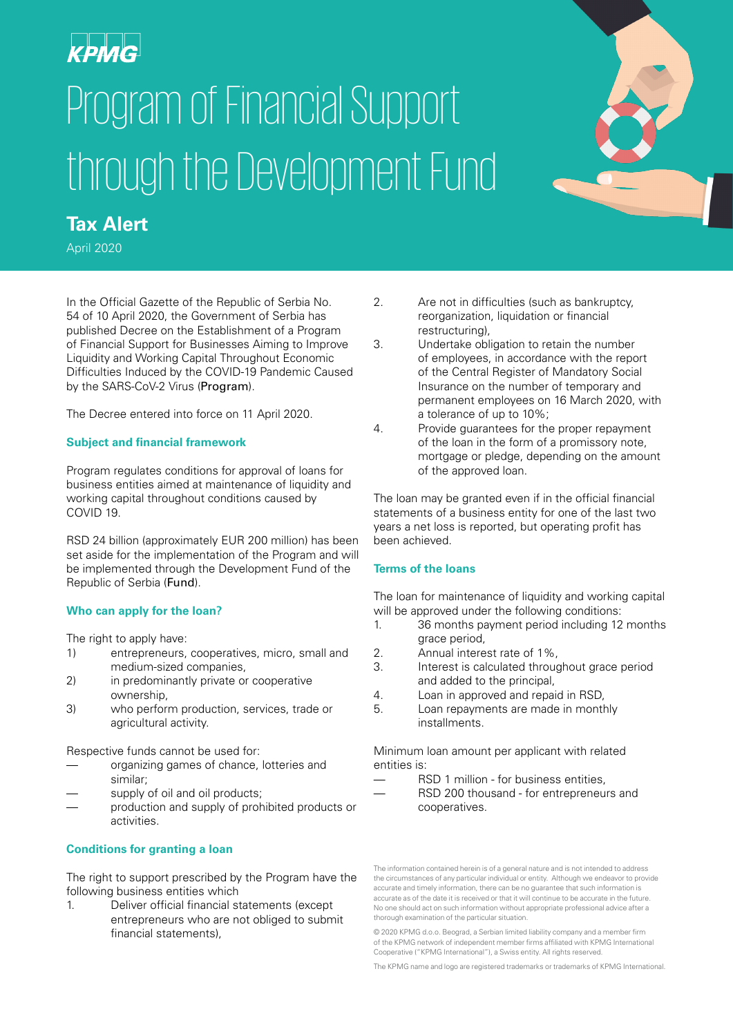KPMG

# Program of Financial Support through the Development Fund

## Tax Alert

April 2020

In the Official Gazette of the Republic of Serbia No. 54 of 10 April 2020, the Government of Serbia has published Decree on the Establishment of a Program of Financial Support for Businesses Aiming to Improve Liquidity and Working Capital Throughout Economic Difficulties Induced by the COVID-19 Pandemic Caused by the SARS-CoV-2 Virus (**Program**).

The Decree entered into force on 11 April 2020.

### Subject and financial framework

Program regulates conditions for approval of loans for business entities aimed at maintenance of liquidity and working capital throughout conditions caused by COVID 19.

RSD 24 billion (approximately EUR 200 million) has been set aside for the implementation of the Program and will be implemented through the Development Fund of the Republic of Serbia (**Fund**).

### Who can apply for the loan?

The right to apply have:

1) entrepreneurs, cooperatives, micro, small and medium-sized companies,
2) in predominantly private or cooperative ownership,
3) who perform production, services, trade or agricultural activity.

Respective funds cannot be used for:

- organizing games of chance, lotteries and similar;
- supply of oil and oil products;
- production and supply of prohibited products or activities.

### Conditions for granting a loan

The right to support prescribed by the Program have the following business entities which

1. Deliver official financial statements (except entrepreneurs who are not obliged to submit financial statements),
2. Are not in difficulties (such as bankruptcy, reorganization, liquidation or financial restructuring),
3. Undertake obligation to retain the number of employees, in accordance with the report of the Central Register of Mandatory Social Insurance on the number of temporary and permanent employees on 16 March 2020, with a tolerance of up to 10%;
4. Provide guarantees for the proper repayment of the loan in the form of a promissory note, mortgage or pledge, depending on the amount of the approved loan.

The loan may be granted even if in the official financial statements of a business entity for one of the last two years a net loss is reported, but operating profit has been achieved.

### Terms of the loans

The loan for maintenance of liquidity and working capital will be approved under the following conditions:

1. 36 months payment period including 12 months grace period,
2. Annual interest rate of 1%,
3. Interest is calculated throughout grace period and added to the principal,
4. Loan in approved and repaid in RSD,
5. Loan repayments are made in monthly installments.

Minimum loan amount per applicant with related entities is:

- RSD 1 million - for business entities,
- RSD 200 thousand - for entrepreneurs and cooperatives.

The information contained herein is of a general nature and is not intended to address the circumstances of any particular individual or entity. Although we endeavor to provide accurate and timely information, there can be no guarantee that such information is accurate as of the date it is received or that it will continue to be accurate in the future. No one should act on such information without appropriate professional advice after a thorough examination of the particular situation.

© 2020 KPMG d.o.o. Beograd, a Serbian limited liability company and a member firm of the KPMG network of independent member firms affiliated with KPMG International Cooperative ("KPMG International"), a Swiss entity. All rights reserved.

The KPMG name and logo are registered trademarks or trademarks of KPMG International.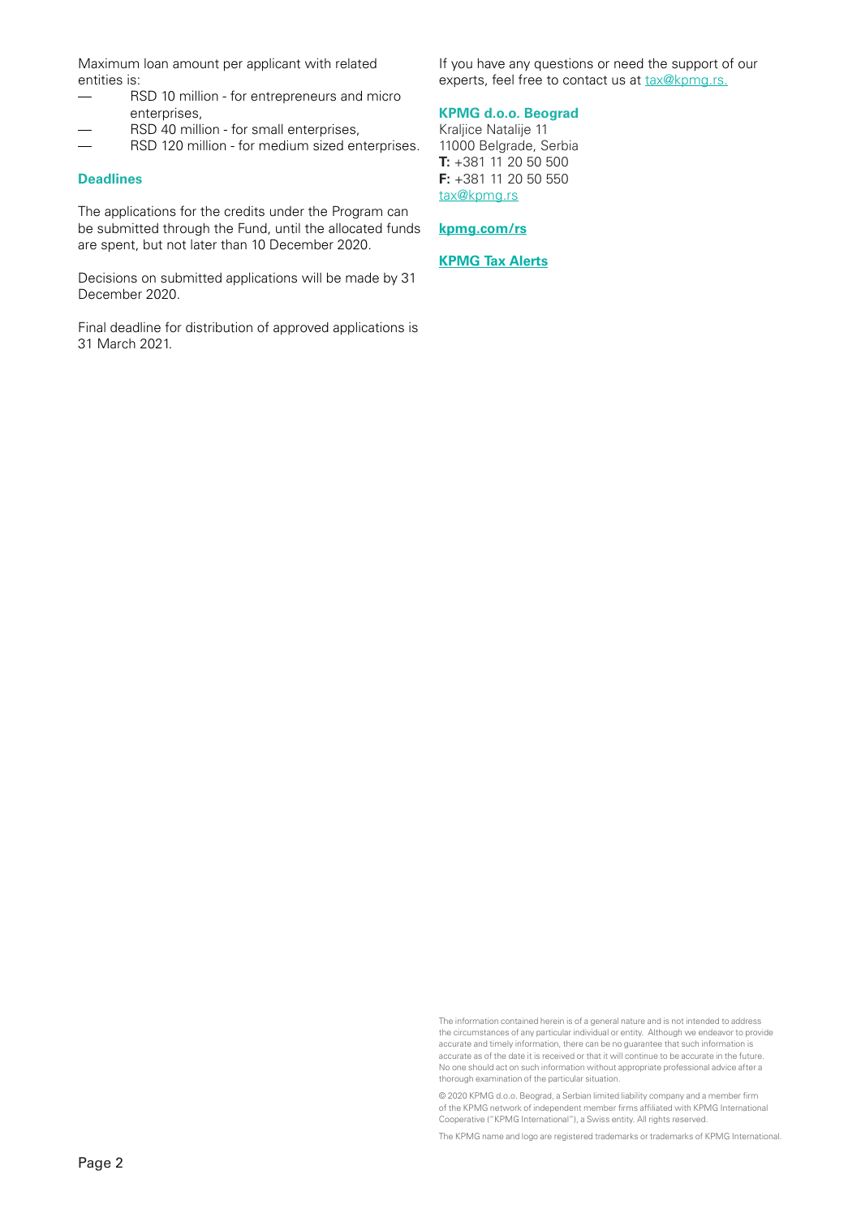Maximum loan amount per applicant with related entities is:

- RSD 10 million - for entrepreneurs and micro enterprises,
- RSD 40 million - for small enterprises,
- RSD 120 million - for medium sized enterprises.

### Deadlines

The applications for the credits under the Program can be submitted through the Fund, until the allocated funds are spent, but not later than 10 December 2020.

Decisions on submitted applications will be made by 31 December 2020.

Final deadline for distribution of approved applications is 31 March 2021.

If you have any questions or need the support of our experts, feel free to contact us at tax@kpmg.rs.

**KPMG d.o.o. Beograd**
Kraljice Natalije 11
11000 Belgrade, Serbia
**T:** +381 11 20 50 500
**F:** +381 11 20 50 550
tax@kpmg.rs

**kpmg.com/rs**

**KPMG Tax Alerts**

The information contained herein is of a general nature and is not intended to address the circumstances of any particular individual or entity. Although we endeavor to provide accurate and timely information, there can be no guarantee that such information is accurate as of the date it is received or that it will continue to be accurate in the future. No one should act on such information without appropriate professional advice after a thorough examination of the particular situation.

© 2020 KPMG d.o.o. Beograd, a Serbian limited liability company and a member firm of the KPMG network of independent member firms affiliated with KPMG International Cooperative ("KPMG International"), a Swiss entity. All rights reserved.

The KPMG name and logo are registered trademarks or trademarks of KPMG International.